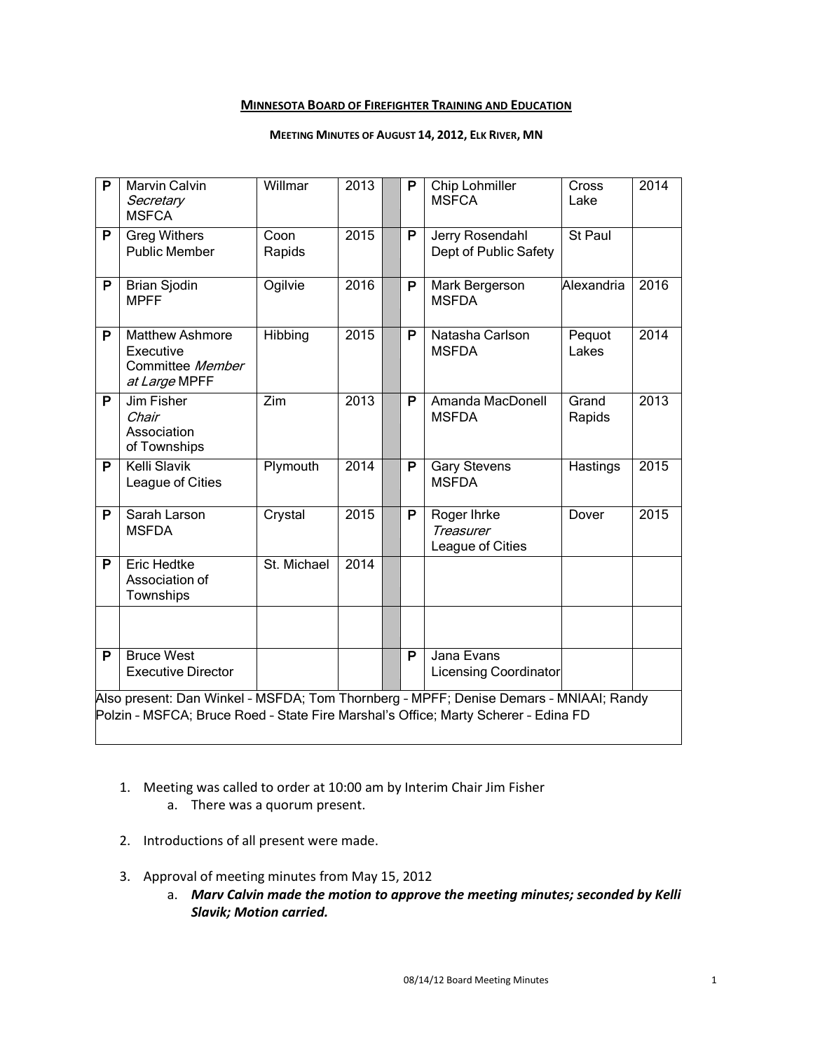# MINNESOTA BOARD OF FIREFIGHTER TRAINING AND EDUCATION

## MEETING MINUTES OF AUGUST 14, 2012, ELK RIVER, MN

| | | | | | | | | |
|---|---|---|---|---|---|---|---|---|
| P | Marvin Calvin *Secretary* MSFCA | Willmar | 2013 | | P | Chip Lohmiller MSFCA | Cross Lake | 2014 |
| P | Greg Withers Public Member | Coon Rapids | 2015 | | P | Jerry Rosendahl Dept of Public Safety | St Paul | |
| P | Brian Sjodin MPFF | Ogilvie | 2016 | | P | Mark Bergerson MSFDA | Alexandria | 2016 |
| P | Matthew Ashmore Executive Committee *Member at Large* MPFF | Hibbing | 2015 | | P | Natasha Carlson MSFDA | Pequot Lakes | 2014 |
| P | Jim Fisher *Chair* Association of Townships | Zim | 2013 | | P | Amanda MacDonell MSFDA | Grand Rapids | 2013 |
| P | Kelli Slavik League of Cities | Plymouth | 2014 | | P | Gary Stevens MSFDA | Hastings | 2015 |
| P | Sarah Larson MSFDA | Crystal | 2015 | | P | Roger Ihrke *Treasurer* League of Cities | Dover | 2015 |
| P | Eric Hedtke Association of Townships | St. Michael | 2014 | | | | | |
| | | | | | | | | |
| P | Bruce West Executive Director | | | | P | Jana Evans Licensing Coordinator | | |

Also present: Dan Winkel – MSFDA; Tom Thornberg – MPFF; Denise Demars – MNIAAI; Randy Polzin – MSFCA; Bruce Roed – State Fire Marshal's Office; Marty Scherer – Edina FD

1. Meeting was called to order at 10:00 am by Interim Chair Jim Fisher
   a. There was a quorum present.

2. Introductions of all present were made.

3. Approval of meeting minutes from May 15, 2012
   a. ***Marv Calvin made the motion to approve the meeting minutes; seconded by Kelli Slavik; Motion carried.***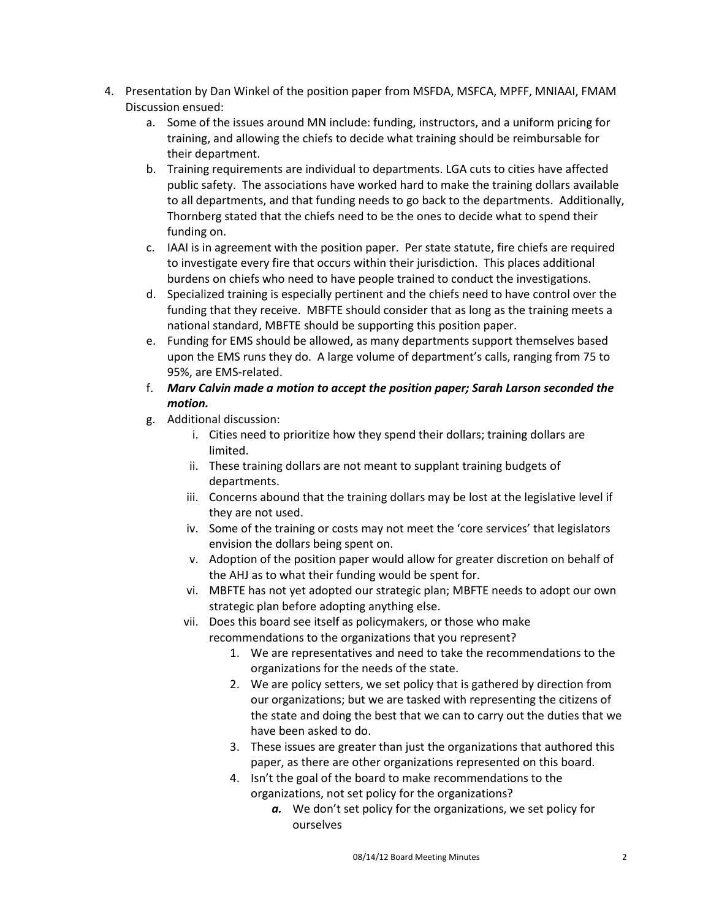4. Presentation by Dan Winkel of the position paper from MSFDA, MSFCA, MPFF, MNIAAI, FMAM Discussion ensued:
    a. Some of the issues around MN include: funding, instructors, and a uniform pricing for training, and allowing the chiefs to decide what training should be reimbursable for their department.
    b. Training requirements are individual to departments. LGA cuts to cities have affected public safety. The associations have worked hard to make the training dollars available to all departments, and that funding needs to go back to the departments. Additionally, Thornberg stated that the chiefs need to be the ones to decide what to spend their funding on.
    c. IAAI is in agreement with the position paper. Per state statute, fire chiefs are required to investigate every fire that occurs within their jurisdiction. This places additional burdens on chiefs who need to have people trained to conduct the investigations.
    d. Specialized training is especially pertinent and the chiefs need to have control over the funding that they receive. MBFTE should consider that as long as the training meets a national standard, MBFTE should be supporting this position paper.
    e. Funding for EMS should be allowed, as many departments support themselves based upon the EMS runs they do. A large volume of department's calls, ranging from 75 to 95%, are EMS-related.
    f. ***Marv Calvin made a motion to accept the position paper; Sarah Larson seconded the motion.***
    g. Additional discussion:
        i. Cities need to prioritize how they spend their dollars; training dollars are limited.
        ii. These training dollars are not meant to supplant training budgets of departments.
        iii. Concerns abound that the training dollars may be lost at the legislative level if they are not used.
        iv. Some of the training or costs may not meet the 'core services' that legislators envision the dollars being spent on.
        v. Adoption of the position paper would allow for greater discretion on behalf of the AHJ as to what their funding would be spent for.
        vi. MBFTE has not yet adopted our strategic plan; MBFTE needs to adopt our own strategic plan before adopting anything else.
        vii. Does this board see itself as policymakers, or those who make recommendations to the organizations that you represent?
            1. We are representatives and need to take the recommendations to the organizations for the needs of the state.
            2. We are policy setters, we set policy that is gathered by direction from our organizations; but we are tasked with representing the citizens of the state and doing the best that we can to carry out the duties that we have been asked to do.
            3. These issues are greater than just the organizations that authored this paper, as there are other organizations represented on this board.
            4. Isn't the goal of the board to make recommendations to the organizations, not set policy for the organizations?
                ***a.*** We don't set policy for the organizations, we set policy for ourselves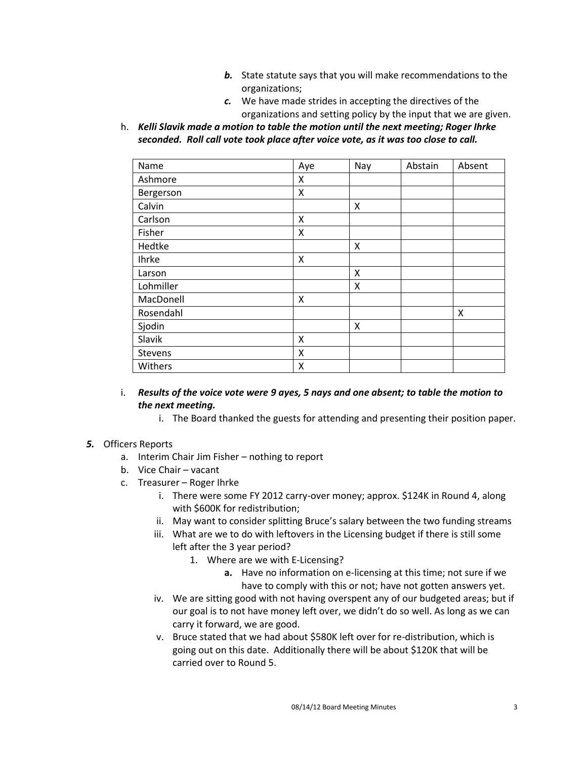- ***b.*** State statute says that you will make recommendations to the organizations;
  - ***c.*** We have made strides in accepting the directives of the organizations and setting policy by the input that we are given.

h. ***Kelli Slavik made a motion to table the motion until the next meeting; Roger Ihrke seconded. Roll call vote took place after voice vote, as it was too close to call.***

| Name | Aye | Nay | Abstain | Absent |
|---|---|---|---|---|
| Ashmore | X | | | |
| Bergerson | X | | | |
| Calvin | | X | | |
| Carlson | X | | | |
| Fisher | X | | | |
| Hedtke | | X | | |
| Ihrke | X | | | |
| Larson | | X | | |
| Lohmiller | | X | | |
| MacDonell | X | | | |
| Rosendahl | | | | X |
| Sjodin | | X | | |
| Slavik | X | | | |
| Stevens | X | | | |
| Withers | X | | | |

i. ***Results of the voice vote were 9 ayes, 5 nays and one absent; to table the motion to the next meeting.***
   i. The Board thanked the guests for attending and presenting their position paper.

***5.*** Officers Reports
   a. Interim Chair Jim Fisher – nothing to report
   b. Vice Chair – vacant
   c. Treasurer – Roger Ihrke
      i. There were some FY 2012 carry-over money; approx. $124K in Round 4, along with $600K for redistribution;
      ii. May want to consider splitting Bruce's salary between the two funding streams
      iii. What are we to do with leftovers in the Licensing budget if there is still some left after the 3 year period?
         1. Where are we with E-Licensing?
            **a.** Have no information on e-licensing at this time; not sure if we have to comply with this or not; have not gotten answers yet.
      iv. We are sitting good with not having overspent any of our budgeted areas; but if our goal is to not have money left over, we didn't do so well. As long as we can carry it forward, we are good.
      v. Bruce stated that we had about $580K left over for re-distribution, which is going out on this date. Additionally there will be about $120K that will be carried over to Round 5.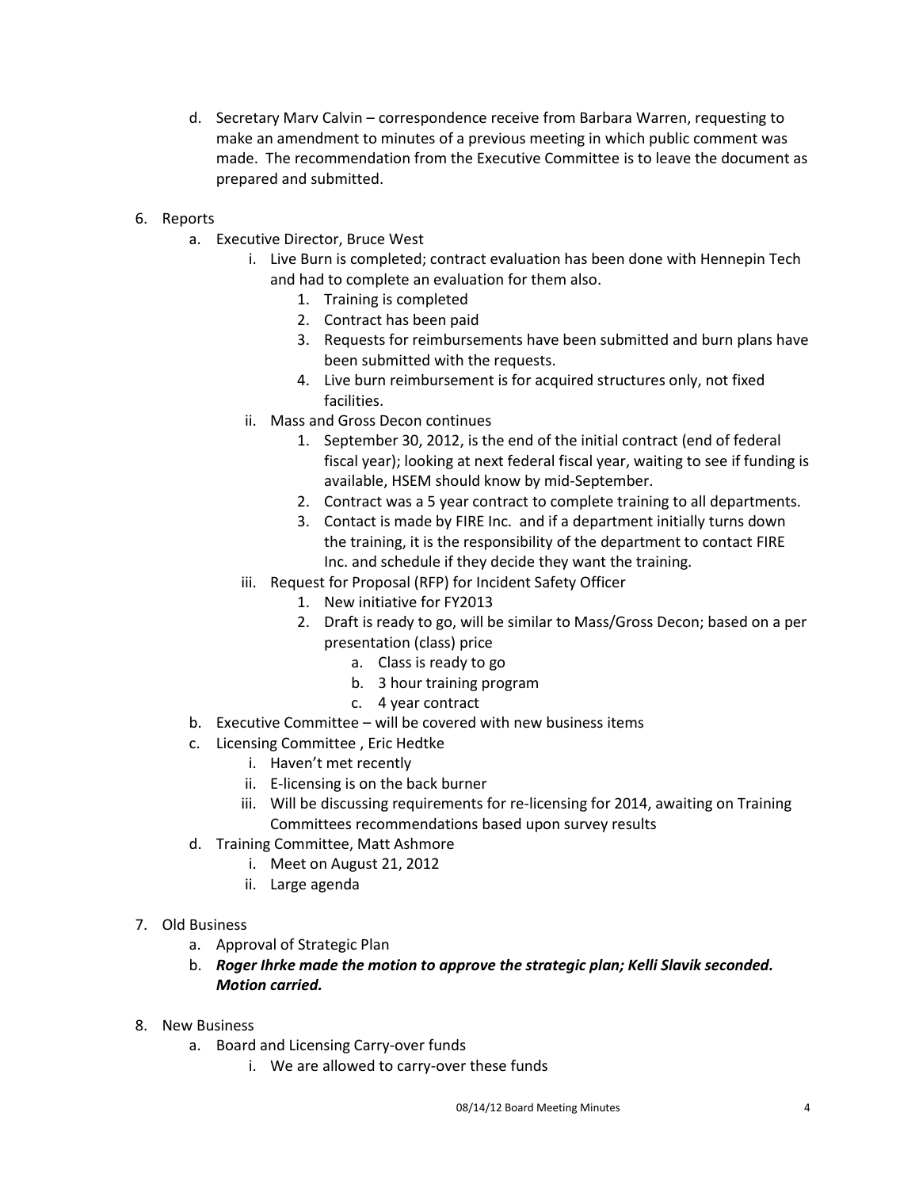d. Secretary Marv Calvin – correspondence receive from Barbara Warren, requesting to make an amendment to minutes of a previous meeting in which public comment was made. The recommendation from the Executive Committee is to leave the document as prepared and submitted.

6. Reports
   a. Executive Director, Bruce West
      i. Live Burn is completed; contract evaluation has been done with Hennepin Tech and had to complete an evaluation for them also.
         1. Training is completed
         2. Contract has been paid
         3. Requests for reimbursements have been submitted and burn plans have been submitted with the requests.
         4. Live burn reimbursement is for acquired structures only, not fixed facilities.
      ii. Mass and Gross Decon continues
         1. September 30, 2012, is the end of the initial contract (end of federal fiscal year); looking at next federal fiscal year, waiting to see if funding is available, HSEM should know by mid-September.
         2. Contract was a 5 year contract to complete training to all departments.
         3. Contact is made by FIRE Inc. and if a department initially turns down the training, it is the responsibility of the department to contact FIRE Inc. and schedule if they decide they want the training.
      iii. Request for Proposal (RFP) for Incident Safety Officer
         1. New initiative for FY2013
         2. Draft is ready to go, will be similar to Mass/Gross Decon; based on a per presentation (class) price
            a. Class is ready to go
            b. 3 hour training program
            c. 4 year contract
   b. Executive Committee – will be covered with new business items
   c. Licensing Committee , Eric Hedtke
      i. Haven't met recently
      ii. E-licensing is on the back burner
      iii. Will be discussing requirements for re-licensing for 2014, awaiting on Training Committees recommendations based upon survey results
   d. Training Committee, Matt Ashmore
      i. Meet on August 21, 2012
      ii. Large agenda

7. Old Business
   a. Approval of Strategic Plan
   b. ***Roger Ihrke made the motion to approve the strategic plan; Kelli Slavik seconded. Motion carried.***

8. New Business
   a. Board and Licensing Carry-over funds
      i. We are allowed to carry-over these funds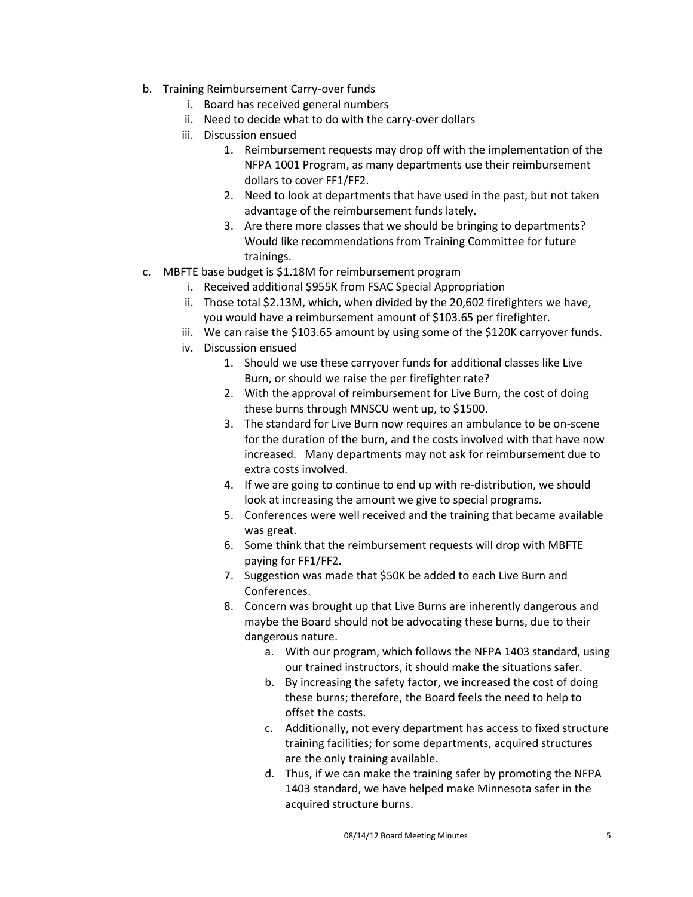b. Training Reimbursement Carry-over funds
   i. Board has received general numbers
   ii. Need to decide what to do with the carry-over dollars
   iii. Discussion ensued
      1. Reimbursement requests may drop off with the implementation of the NFPA 1001 Program, as many departments use their reimbursement dollars to cover FF1/FF2.
      2. Need to look at departments that have used in the past, but not taken advantage of the reimbursement funds lately.
      3. Are there more classes that we should be bringing to departments? Would like recommendations from Training Committee for future trainings.

c. MBFTE base budget is $1.18M for reimbursement program
   i. Received additional $955K from FSAC Special Appropriation
   ii. Those total $2.13M, which, when divided by the 20,602 firefighters we have, you would have a reimbursement amount of $103.65 per firefighter.
   iii. We can raise the $103.65 amount by using some of the $120K carryover funds.
   iv. Discussion ensued
      1. Should we use these carryover funds for additional classes like Live Burn, or should we raise the per firefighter rate?
      2. With the approval of reimbursement for Live Burn, the cost of doing these burns through MNSCU went up, to $1500.
      3. The standard for Live Burn now requires an ambulance to be on-scene for the duration of the burn, and the costs involved with that have now increased. Many departments may not ask for reimbursement due to extra costs involved.
      4. If we are going to continue to end up with re-distribution, we should look at increasing the amount we give to special programs.
      5. Conferences were well received and the training that became available was great.
      6. Some think that the reimbursement requests will drop with MBFTE paying for FF1/FF2.
      7. Suggestion was made that $50K be added to each Live Burn and Conferences.
      8. Concern was brought up that Live Burns are inherently dangerous and maybe the Board should not be advocating these burns, due to their dangerous nature.
         a. With our program, which follows the NFPA 1403 standard, using our trained instructors, it should make the situations safer.
         b. By increasing the safety factor, we increased the cost of doing these burns; therefore, the Board feels the need to help to offset the costs.
         c. Additionally, not every department has access to fixed structure training facilities; for some departments, acquired structures are the only training available.
         d. Thus, if we can make the training safer by promoting the NFPA 1403 standard, we have helped make Minnesota safer in the acquired structure burns.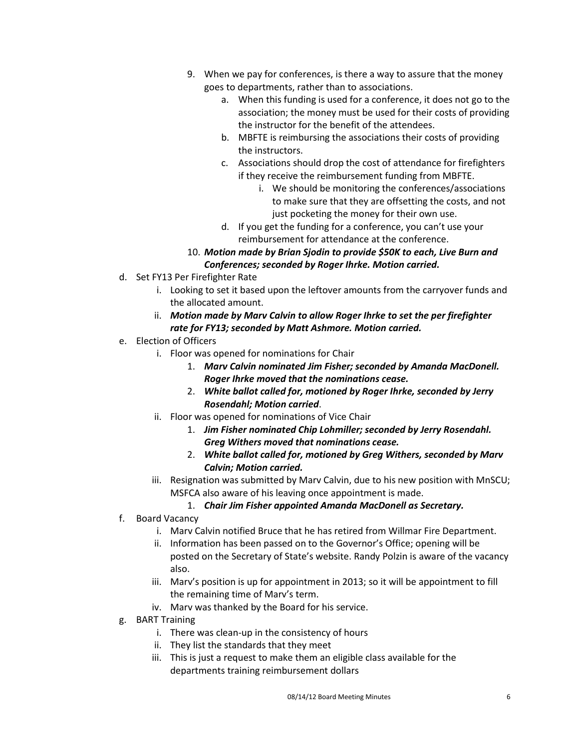9. When we pay for conferences, is there a way to assure that the money goes to departments, rather than to associations.
    a. When this funding is used for a conference, it does not go to the association; the money must be used for their costs of providing the instructor for the benefit of the attendees.
    b. MBFTE is reimbursing the associations their costs of providing the instructors.
    c. Associations should drop the cost of attendance for firefighters if they receive the reimbursement funding from MBFTE.
        i. We should be monitoring the conferences/associations to make sure that they are offsetting the costs, and not just pocketing the money for their own use.
    d. If you get the funding for a conference, you can't use your reimbursement for attendance at the conference.
10. ***Motion made by Brian Sjodin to provide $50K to each, Live Burn and Conferences; seconded by Roger Ihrke. Motion carried.***

d. Set FY13 Per Firefighter Rate
    i. Looking to set it based upon the leftover amounts from the carryover funds and the allocated amount.
    ii. ***Motion made by Marv Calvin to allow Roger Ihrke to set the per firefighter rate for FY13; seconded by Matt Ashmore. Motion carried.***

e. Election of Officers
    i. Floor was opened for nominations for Chair
        1. ***Marv Calvin nominated Jim Fisher; seconded by Amanda MacDonell. Roger Ihrke moved that the nominations cease.***
        2. ***White ballot called for, motioned by Roger Ihrke, seconded by Jerry Rosendahl; Motion carried***.
    ii. Floor was opened for nominations of Vice Chair
        1. ***Jim Fisher nominated Chip Lohmiller; seconded by Jerry Rosendahl. Greg Withers moved that nominations cease.***
        2. ***White ballot called for, motioned by Greg Withers, seconded by Marv Calvin; Motion carried.***
    iii. Resignation was submitted by Marv Calvin, due to his new position with MnSCU; MSFCA also aware of his leaving once appointment is made.
        1. ***Chair Jim Fisher appointed Amanda MacDonell as Secretary.***

f. Board Vacancy
    i. Marv Calvin notified Bruce that he has retired from Willmar Fire Department.
    ii. Information has been passed on to the Governor's Office; opening will be posted on the Secretary of State's website. Randy Polzin is aware of the vacancy also.
    iii. Marv's position is up for appointment in 2013; so it will be appointment to fill the remaining time of Marv's term.
    iv. Marv was thanked by the Board for his service.

g. BART Training
    i. There was clean-up in the consistency of hours
    ii. They list the standards that they meet
    iii. This is just a request to make them an eligible class available for the departments training reimbursement dollars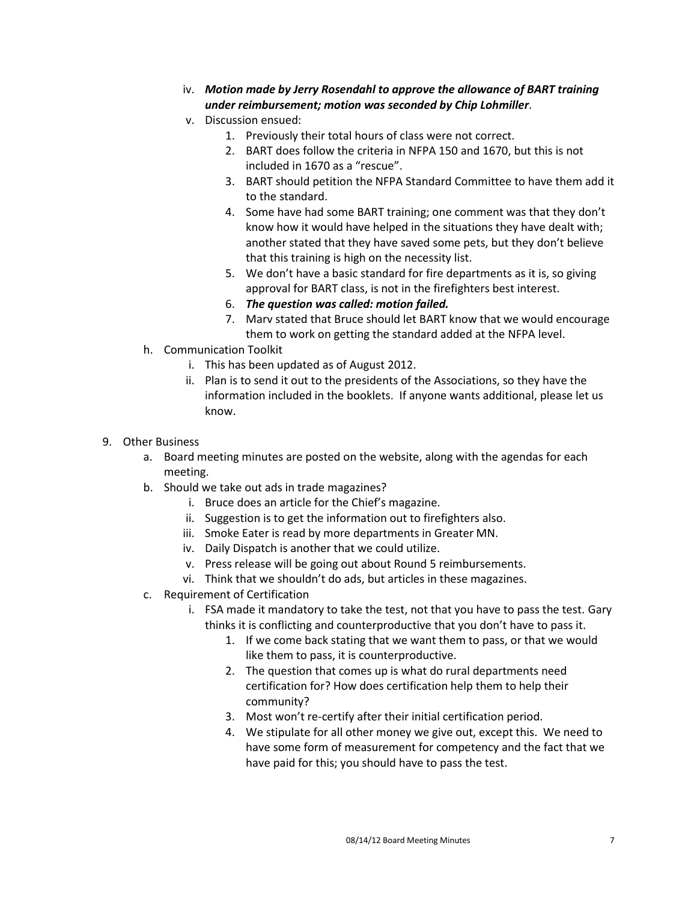iv. ***Motion made by Jerry Rosendahl to approve the allowance of BART training under reimbursement; motion was seconded by Chip Lohmiller***.
   v. Discussion ensued:
      1. Previously their total hours of class were not correct.
      2. BART does follow the criteria in NFPA 150 and 1670, but this is not included in 1670 as a "rescue".
      3. BART should petition the NFPA Standard Committee to have them add it to the standard.
      4. Some have had some BART training; one comment was that they don't know how it would have helped in the situations they have dealt with; another stated that they have saved some pets, but they don't believe that this training is high on the necessity list.
      5. We don't have a basic standard for fire departments as it is, so giving approval for BART class, is not in the firefighters best interest.
      6. ***The question was called: motion failed.***
      7. Marv stated that Bruce should let BART know that we would encourage them to work on getting the standard added at the NFPA level.

h. Communication Toolkit
   i. This has been updated as of August 2012.
   ii. Plan is to send it out to the presidents of the Associations, so they have the information included in the booklets. If anyone wants additional, please let us know.

9. Other Business
   a. Board meeting minutes are posted on the website, along with the agendas for each meeting.
   b. Should we take out ads in trade magazines?
      i. Bruce does an article for the Chief's magazine.
      ii. Suggestion is to get the information out to firefighters also.
      iii. Smoke Eater is read by more departments in Greater MN.
      iv. Daily Dispatch is another that we could utilize.
      v. Press release will be going out about Round 5 reimbursements.
      vi. Think that we shouldn't do ads, but articles in these magazines.
   c. Requirement of Certification
      i. FSA made it mandatory to take the test, not that you have to pass the test. Gary thinks it is conflicting and counterproductive that you don't have to pass it.
         1. If we come back stating that we want them to pass, or that we would like them to pass, it is counterproductive.
         2. The question that comes up is what do rural departments need certification for? How does certification help them to help their community?
         3. Most won't re-certify after their initial certification period.
         4. We stipulate for all other money we give out, except this. We need to have some form of measurement for competency and the fact that we have paid for this; you should have to pass the test.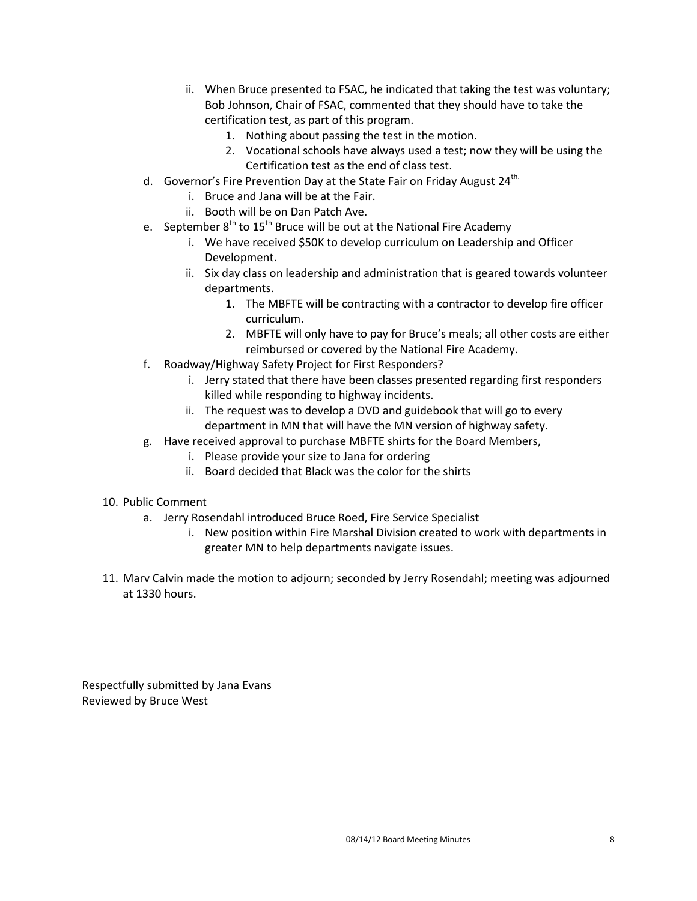- ii. When Bruce presented to FSAC, he indicated that taking the test was voluntary; Bob Johnson, Chair of FSAC, commented that they should have to take the certification test, as part of this program.
     1. Nothing about passing the test in the motion.
     2. Vocational schools have always used a test; now they will be using the Certification test as the end of class test.

d. Governor's Fire Prevention Day at the State Fair on Friday August 24th.
   - i. Bruce and Jana will be at the Fair.
   - ii. Booth will be on Dan Patch Ave.

e. September 8th to 15th Bruce will be out at the National Fire Academy
   - i. We have received $50K to develop curriculum on Leadership and Officer Development.
   - ii. Six day class on leadership and administration that is geared towards volunteer departments.
     1. The MBFTE will be contracting with a contractor to develop fire officer curriculum.
     2. MBFTE will only have to pay for Bruce's meals; all other costs are either reimbursed or covered by the National Fire Academy.

f. Roadway/Highway Safety Project for First Responders?
   - i. Jerry stated that there have been classes presented regarding first responders killed while responding to highway incidents.
   - ii. The request was to develop a DVD and guidebook that will go to every department in MN that will have the MN version of highway safety.

g. Have received approval to purchase MBFTE shirts for the Board Members,
   - i. Please provide your size to Jana for ordering
   - ii. Board decided that Black was the color for the shirts

10. Public Comment
    a. Jerry Rosendahl introduced Bruce Roed, Fire Service Specialist
       - i. New position within Fire Marshal Division created to work with departments in greater MN to help departments navigate issues.

11. Marv Calvin made the motion to adjourn; seconded by Jerry Rosendahl; meeting was adjourned at 1330 hours.

Respectfully submitted by Jana Evans
Reviewed by Bruce West